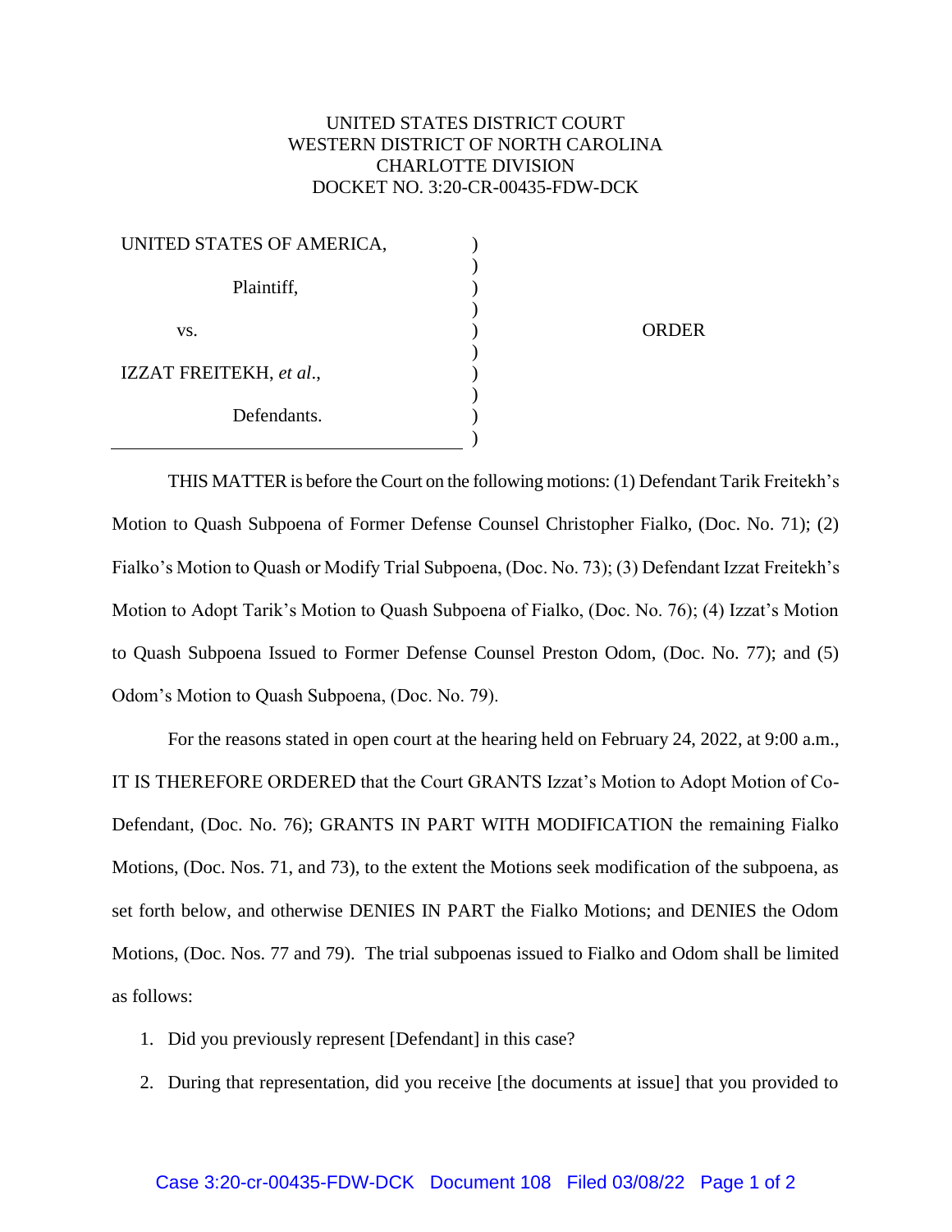UNITED STATES DISTRICT COURT
WESTERN DISTRICT OF NORTH CAROLINA
CHARLOTTE DIVISION
DOCKET NO. 3:20-CR-00435-FDW-DCK

| | | |
|---|---|---|
| UNITED STATES OF AMERICA, | ) | |
| Plaintiff, | ) | |
| vs. | ) | ORDER |
| IZZAT FREITEKH, *et al.*, | ) | |
| Defendants. | ) | |

THIS MATTER is before the Court on the following motions: (1) Defendant Tarik Freitekh's Motion to Quash Subpoena of Former Defense Counsel Christopher Fialko, (Doc. No. 71); (2) Fialko's Motion to Quash or Modify Trial Subpoena, (Doc. No. 73); (3) Defendant Izzat Freitekh's Motion to Adopt Tarik's Motion to Quash Subpoena of Fialko, (Doc. No. 76); (4) Izzat's Motion to Quash Subpoena Issued to Former Defense Counsel Preston Odom, (Doc. No. 77); and (5) Odom's Motion to Quash Subpoena, (Doc. No. 79).

For the reasons stated in open court at the hearing held on February 24, 2022, at 9:00 a.m., IT IS THEREFORE ORDERED that the Court GRANTS Izzat's Motion to Adopt Motion of Co-Defendant, (Doc. No. 76); GRANTS IN PART WITH MODIFICATION the remaining Fialko Motions, (Doc. Nos. 71, and 73), to the extent the Motions seek modification of the subpoena, as set forth below, and otherwise DENIES IN PART the Fialko Motions; and DENIES the Odom Motions, (Doc. Nos. 77 and 79). The trial subpoenas issued to Fialko and Odom shall be limited as follows:

1. Did you previously represent [Defendant] in this case?
2. During that representation, did you receive [the documents at issue] that you provided to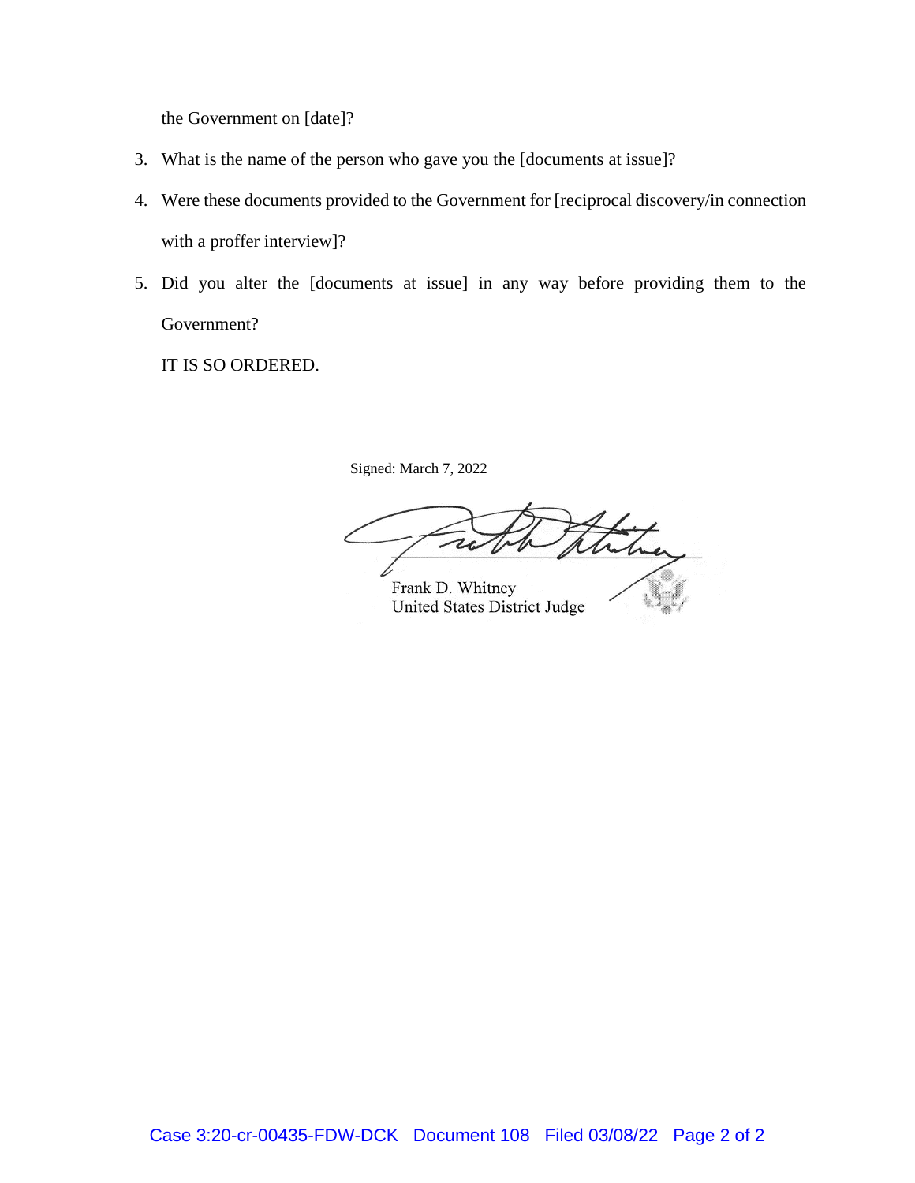the Government on [date]?

3. What is the name of the person who gave you the [documents at issue]?
4. Were these documents provided to the Government for [reciprocal discovery/in connection with a proffer interview]?
5. Did you alter the [documents at issue] in any way before providing them to the Government?

IT IS SO ORDERED.

Signed: March 7, 2022

Frank D. Whitney
United States District Judge